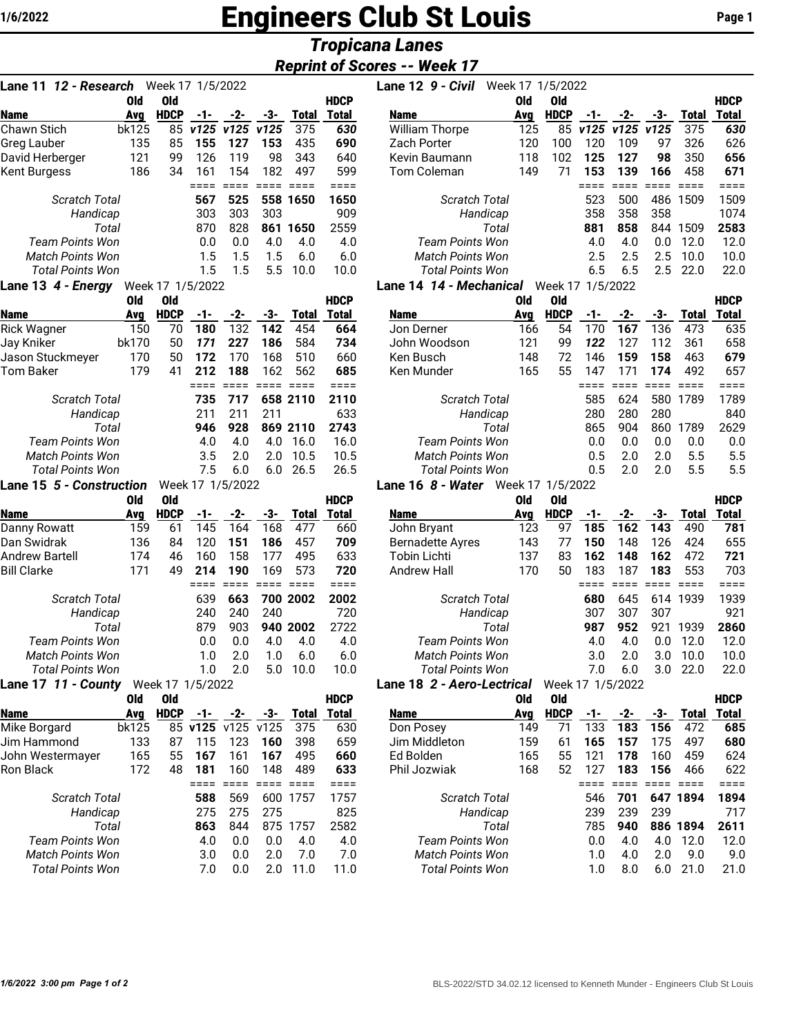# Engineers Club St Louis

## *Tropicana Lanes*

## *Reprint of Scores -- Week 17*

### Lane 11 *12 - Research* Week 17 1/5/2022

| Name | Old Avg | Old HDCP | -1- | -2- | -3- | Total | HDCP Total |
|---|---|---|---|---|---|---|---|
| Chawn Stich | bk125 | 85 | *v125* | *v125* | *v125* | 375 | *630* |
| Greg Lauber | 135 | 85 | **155** | **127** | **153** | 435 | **690** |
| David Herberger | 121 | 99 | 126 | 119 | 98 | 343 | 640 |
| Kent Burgess | 186 | 34 | 161 | 154 | 182 | 497 | 599 |
| | | | ==== | ==== | ==== | ==== | ==== |
| *Scratch Total* | | | **567** | **525** | **558** | **1650** | **1650** |
| *Handicap* | | | 303 | 303 | 303 | | 909 |
| *Total* | | | 870 | 828 | **861** | **1650** | 2559 |
| *Team Points Won* | | | 0.0 | 0.0 | 4.0 | 4.0 | 4.0 |
| *Match Points Won* | | | 1.5 | 1.5 | 1.5 | 6.0 | 6.0 |
| *Total Points Won* | | | 1.5 | 1.5 | 5.5 | 10.0 | 10.0 |

### Lane 12 *9 - Civil* Week 17 1/5/2022

| Name | Old Avg | Old HDCP | -1- | -2- | -3- | Total | HDCP Total |
|---|---|---|---|---|---|---|---|
| William Thorpe | 125 | 85 | *v125* | *v125* | *v125* | 375 | *630* |
| Zach Porter | 120 | 100 | 120 | 109 | 97 | 326 | 626 |
| Kevin Baumann | 118 | 102 | **125** | **127** | **98** | 350 | **656** |
| Tom Coleman | 149 | 71 | **153** | **139** | **166** | 458 | **671** |
| | | | ==== | ==== | ==== | ==== | ==== |
| *Scratch Total* | | | 523 | 500 | 486 | 1509 | 1509 |
| *Handicap* | | | 358 | 358 | 358 | | 1074 |
| *Total* | | | **881** | **858** | 844 | 1509 | **2583** |
| *Team Points Won* | | | 4.0 | 4.0 | 0.0 | 12.0 | 12.0 |
| *Match Points Won* | | | 2.5 | 2.5 | 2.5 | 10.0 | 10.0 |
| *Total Points Won* | | | 6.5 | 6.5 | 2.5 | 22.0 | 22.0 |

### Lane 13 *4 - Energy* Week 17 1/5/2022

| Name | Old Avg | Old HDCP | -1- | -2- | -3- | Total | HDCP Total |
|---|---|---|---|---|---|---|---|
| Rick Wagner | 150 | 70 | **180** | 132 | **142** | 454 | **664** |
| Jay Kniker | bk170 | 50 | *171* | **227** | **186** | 584 | **734** |
| Jason Stuckmeyer | 170 | 50 | **172** | 170 | 168 | 510 | 660 |
| Tom Baker | 179 | 41 | **212** | **188** | 162 | 562 | **685** |
| | | | ==== | ==== | ==== | ==== | ==== |
| *Scratch Total* | | | **735** | **717** | **658** | **2110** | **2110** |
| *Handicap* | | | 211 | 211 | 211 | | 633 |
| *Total* | | | **946** | **928** | **869** | **2110** | **2743** |
| *Team Points Won* | | | 4.0 | 4.0 | 4.0 | 16.0 | 16.0 |
| *Match Points Won* | | | 3.5 | 2.0 | 2.0 | 10.5 | 10.5 |
| *Total Points Won* | | | 7.5 | 6.0 | 6.0 | 26.5 | 26.5 |

### Lane 14 *14 - Mechanical* Week 17 1/5/2022

| Name | Old Avg | Old HDCP | -1- | -2- | -3- | Total | HDCP Total |
|---|---|---|---|---|---|---|---|
| Jon Derner | 166 | 54 | 170 | **167** | 136 | 473 | 635 |
| John Woodson | 121 | 99 | *122* | 127 | 112 | 361 | 658 |
| Ken Busch | 148 | 72 | 146 | **159** | **158** | 463 | **679** |
| Ken Munder | 165 | 55 | 147 | 171 | **174** | 492 | 657 |
| | | | ==== | ==== | ==== | ==== | ==== |
| *Scratch Total* | | | 585 | 624 | 580 | 1789 | 1789 |
| *Handicap* | | | 280 | 280 | 280 | | 840 |
| *Total* | | | 865 | 904 | 860 | 1789 | 2629 |
| *Team Points Won* | | | 0.0 | 0.0 | 0.0 | 0.0 | 0.0 |
| *Match Points Won* | | | 0.5 | 2.0 | 2.0 | 5.5 | 5.5 |
| *Total Points Won* | | | 0.5 | 2.0 | 2.0 | 5.5 | 5.5 |

### Lane 15 *5 - Construction* Week 17 1/5/2022

| Name | Old Avg | Old HDCP | -1- | -2- | -3- | Total | HDCP Total |
|---|---|---|---|---|---|---|---|
| Danny Rowatt | 159 | 61 | 145 | 164 | 168 | 477 | 660 |
| Dan Swidrak | 136 | 84 | 120 | **151** | **186** | 457 | **709** |
| Andrew Bartell | 174 | 46 | 160 | 158 | 177 | 495 | 633 |
| Bill Clarke | 171 | 49 | **214** | **190** | 169 | 573 | **720** |
| | | | ==== | ==== | ==== | ==== | ==== |
| *Scratch Total* | | | 639 | **663** | **700** | **2002** | **2002** |
| *Handicap* | | | 240 | 240 | 240 | | 720 |
| *Total* | | | 879 | 903 | **940** | **2002** | 2722 |
| *Team Points Won* | | | 0.0 | 0.0 | 4.0 | 4.0 | 4.0 |
| *Match Points Won* | | | 1.0 | 2.0 | 1.0 | 6.0 | 6.0 |
| *Total Points Won* | | | 1.0 | 2.0 | 5.0 | 10.0 | 10.0 |

### Lane 16 *8 - Water* Week 17 1/5/2022

| Name | Old Avg | Old HDCP | -1- | -2- | -3- | Total | HDCP Total |
|---|---|---|---|---|---|---|---|
| John Bryant | 123 | 97 | **185** | **162** | **143** | 490 | **781** |
| Bernadette Ayres | 143 | 77 | **150** | 148 | 126 | 424 | 655 |
| Tobin Lichti | 137 | 83 | **162** | **148** | **162** | 472 | **721** |
| Andrew Hall | 170 | 50 | 183 | 187 | **183** | 553 | 703 |
| | | | ==== | ==== | ==== | ==== | ==== |
| *Scratch Total* | | | **680** | 645 | 614 | 1939 | 1939 |
| *Handicap* | | | 307 | 307 | 307 | | 921 |
| *Total* | | | **987** | **952** | 921 | 1939 | **2860** |
| *Team Points Won* | | | 4.0 | 4.0 | 0.0 | 12.0 | 12.0 |
| *Match Points Won* | | | 3.0 | 2.0 | 3.0 | 10.0 | 10.0 |
| *Total Points Won* | | | 7.0 | 6.0 | 3.0 | 22.0 | 22.0 |

### Lane 17 *11 - County* Week 17 1/5/2022

| Name | Old Avg | Old HDCP | -1- | -2- | -3- | Total | HDCP Total |
|---|---|---|---|---|---|---|---|
| Mike Borgard | bk125 | 85 | **v125** | v125 | v125 | 375 | 630 |
| Jim Hammond | 133 | 87 | 115 | 123 | **160** | 398 | 659 |
| John Westermayer | 165 | 55 | **167** | 161 | **167** | 495 | 660 |
| Ron Black | 172 | 48 | **181** | 160 | 148 | 489 | 633 |
| | | | ==== | ==== | ==== | ==== | ==== |
| *Scratch Total* | | | **588** | 569 | 600 | 1757 | 1757 |
| *Handicap* | | | 275 | 275 | 275 | | 825 |
| *Total* | | | 863 | 844 | 875 | 1757 | 2582 |
| *Team Points Won* | | | 4.0 | 0.0 | 0.0 | 4.0 | 4.0 |
| *Match Points Won* | | | 3.0 | 0.0 | 2.0 | 7.0 | 7.0 |
| *Total Points Won* | | | 7.0 | 0.0 | 2.0 | 11.0 | 11.0 |

### Lane 18 *2 - Aero-Lectrical* Week 17 1/5/2022

| Name | Old Avg | Old HDCP | -1- | -2- | -3- | Total | HDCP Total |
|---|---|---|---|---|---|---|---|
| Don Posey | 149 | 71 | 133 | **183** | **156** | 472 | **685** |
| Jim Middleton | 159 | 61 | **165** | **157** | 175 | 497 | **680** |
| Ed Bolden | 165 | 55 | 121 | **178** | 160 | 459 | 624 |
| Phil Jozwiak | 168 | 52 | 127 | **183** | **156** | 466 | 622 |
| | | | ==== | ==== | ==== | ==== | ==== |
| *Scratch Total* | | | 546 | **701** | **647** | **1894** | **1894** |
| *Handicap* | | | 239 | 239 | 239 | | 717 |
| *Total* | | | 785 | **940** | **886** | **1894** | **2611** |
| *Team Points Won* | | | 0.0 | 4.0 | 4.0 | 12.0 | 12.0 |
| *Match Points Won* | | | 1.0 | 4.0 | 2.0 | 9.0 | 9.0 |
| *Total Points Won* | | | 1.0 | 8.0 | 6.0 | 21.0 | 21.0 |

BLS-2022/STD 34.02.12 licensed to Kenneth Munder - Engineers Club St Louis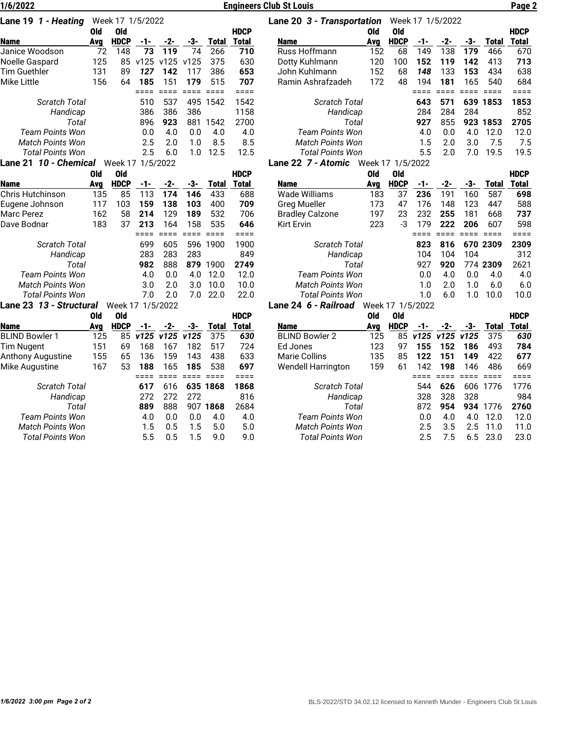Engineers Club St Louis

### Lane 19 *1 - Heating* Week 17 1/5/2022

| Name | Old Avg | Old HDCP | -1- | -2- | -3- | Total | HDCP Total |
|---|---|---|---|---|---|---|---|
| Janice Woodson | 72 | 148 | **73** | **119** | 74 | 266 | **710** |
| Noelle Gaspard | 125 | 85 | v125 | v125 | v125 | 375 | 630 |
| Tim Guethler | 131 | 89 | ***127*** | **142** | 117 | 386 | **653** |
| Mike Little | 156 | 64 | **185** | 151 | **179** | 515 | **707** |
| | | | ==== | ==== | ==== | ==== | ==== |
| *Scratch Total* | | | 510 | 537 | 495 | 1542 | 1542 |
| *Handicap* | | | 386 | 386 | 386 | | 1158 |
| *Total* | | | 896 | **923** | 881 | 1542 | 2700 |
| *Team Points Won* | | | 0.0 | 4.0 | 0.0 | 4.0 | 4.0 |
| *Match Points Won* | | | 2.5 | 2.0 | 1.0 | 8.5 | 8.5 |
| *Total Points Won* | | | 2.5 | 6.0 | 1.0 | 12.5 | 12.5 |

### Lane 20 *3 - Transportation* Week 17 1/5/2022

| Name | Old Avg | Old HDCP | -1- | -2- | -3- | Total | HDCP Total |
|---|---|---|---|---|---|---|---|
| Russ Hoffmann | 152 | 68 | 149 | 138 | **179** | 466 | 670 |
| Dotty Kuhlmann | 120 | 100 | **152** | 119 | **142** | 413 | **713** |
| John Kuhlmann | 152 | 68 | ***148*** | 133 | **153** | 434 | 638 |
| Ramin Ashrafzadeh | 172 | 48 | 194 | **181** | 165 | 540 | 684 |
| | | | ==== | ==== | ==== | ==== | ==== |
| *Scratch Total* | | | **643** | **571** | **639** | **1853** | **1853** |
| *Handicap* | | | 284 | 284 | 284 | | 852 |
| *Total* | | | **927** | 855 | **923** | **1853** | **2705** |
| *Team Points Won* | | | 4.0 | 0.0 | 4.0 | 12.0 | 12.0 |
| *Match Points Won* | | | 1.5 | 2.0 | 3.0 | 7.5 | 7.5 |
| *Total Points Won* | | | 5.5 | 2.0 | 7.0 | 19.5 | 19.5 |

### Lane 21 *10 - Chemical* Week 17 1/5/2022

| Name | Old Avg | Old HDCP | -1- | -2- | -3- | Total | HDCP Total |
|---|---|---|---|---|---|---|---|
| Chris Hutchinson | 135 | 85 | 113 | **174** | **146** | 433 | 688 |
| Eugene Johnson | 117 | 103 | **159** | **138** | 103 | 400 | **709** |
| Marc Perez | 162 | 58 | **214** | 129 | **189** | 532 | 706 |
| Dave Bodnar | 183 | 37 | **213** | 164 | 158 | 535 | **646** |
| | | | ==== | ==== | ==== | ==== | ==== |
| *Scratch Total* | | | 699 | 605 | 596 | 1900 | 1900 |
| *Handicap* | | | 283 | 283 | 283 | | 849 |
| *Total* | | | **982** | 888 | **879** | 1900 | **2749** |
| *Team Points Won* | | | 4.0 | 0.0 | 4.0 | 12.0 | 12.0 |
| *Match Points Won* | | | 3.0 | 2.0 | 3.0 | 10.0 | 10.0 |
| *Total Points Won* | | | 7.0 | 2.0 | 7.0 | 22.0 | 22.0 |

### Lane 22 *7 - Atomic* Week 17 1/5/2022

| Name | Old Avg | Old HDCP | -1- | -2- | -3- | Total | HDCP Total |
|---|---|---|---|---|---|---|---|
| Wade Williams | 183 | 37 | **236** | 191 | 160 | 587 | **698** |
| Greg Mueller | 173 | 47 | 176 | 148 | 123 | 447 | 588 |
| Bradley Calzone | 197 | 23 | 232 | **255** | 181 | 668 | **737** |
| Kirt Ervin | 223 | -3 | 179 | **222** | **206** | 607 | 598 |
| | | | ==== | ==== | ==== | ==== | ==== |
| *Scratch Total* | | | **823** | **816** | **670** | **2309** | **2309** |
| *Handicap* | | | 104 | 104 | 104 | | 312 |
| *Total* | | | 927 | **920** | 774 | **2309** | 2621 |
| *Team Points Won* | | | 0.0 | 4.0 | 0.0 | 4.0 | 4.0 |
| *Match Points Won* | | | 1.0 | 2.0 | 1.0 | 6.0 | 6.0 |
| *Total Points Won* | | | 1.0 | 6.0 | 1.0 | 10.0 | 10.0 |

### Lane 23 *13 - Structural* Week 17 1/5/2022

| Name | Old Avg | Old HDCP | -1- | -2- | -3- | Total | HDCP Total |
|---|---|---|---|---|---|---|---|
| BLIND Bowler 1 | 125 | 85 | ***v125*** | ***v125*** | ***v125*** | 375 | ***630*** |
| Tim Nugent | 151 | 69 | 168 | 167 | 182 | 517 | 724 |
| Anthony Augustine | 155 | 65 | 136 | 159 | 143 | 438 | 633 |
| Mike Augustine | 167 | 53 | **188** | 165 | **185** | 538 | **697** |
| | | | ==== | ==== | ==== | ==== | ==== |
| *Scratch Total* | | | **617** | 616 | **635** | **1868** | **1868** |
| *Handicap* | | | 272 | 272 | 272 | | 816 |
| *Total* | | | **889** | 888 | 907 | **1868** | 2684 |
| *Team Points Won* | | | 4.0 | 0.0 | 0.0 | 4.0 | 4.0 |
| *Match Points Won* | | | 1.5 | 0.5 | 1.5 | 5.0 | 5.0 |
| *Total Points Won* | | | 5.5 | 0.5 | 1.5 | 9.0 | 9.0 |

### Lane 24 *6 - Railroad* Week 17 1/5/2022

| Name | Old Avg | Old HDCP | -1- | -2- | -3- | Total | HDCP Total |
|---|---|---|---|---|---|---|---|
| BLIND Bowler 2 | 125 | 85 | ***v125*** | ***v125*** | ***v125*** | 375 | ***630*** |
| Ed Jones | 123 | 97 | **155** | **152** | **186** | 493 | **784** |
| Marie Collins | 135 | 85 | **122** | **151** | **149** | 422 | **677** |
| Wendell Harrington | 159 | 61 | 142 | **198** | 146 | 486 | 669 |
| | | | ==== | ==== | ==== | ==== | ==== |
| *Scratch Total* | | | 544 | **626** | 606 | 1776 | 1776 |
| *Handicap* | | | 328 | 328 | 328 | | 984 |
| *Total* | | | 872 | **954** | **934** | 1776 | **2760** |
| *Team Points Won* | | | 0.0 | 4.0 | 4.0 | 12.0 | 12.0 |
| *Match Points Won* | | | 2.5 | 3.5 | 2.5 | 11.0 | 11.0 |
| *Total Points Won* | | | 2.5 | 7.5 | 6.5 | 23.0 | 23.0 |

BLS-2022/STD 34.02.12 licensed to Kenneth Munder - Engineers Club St Louis